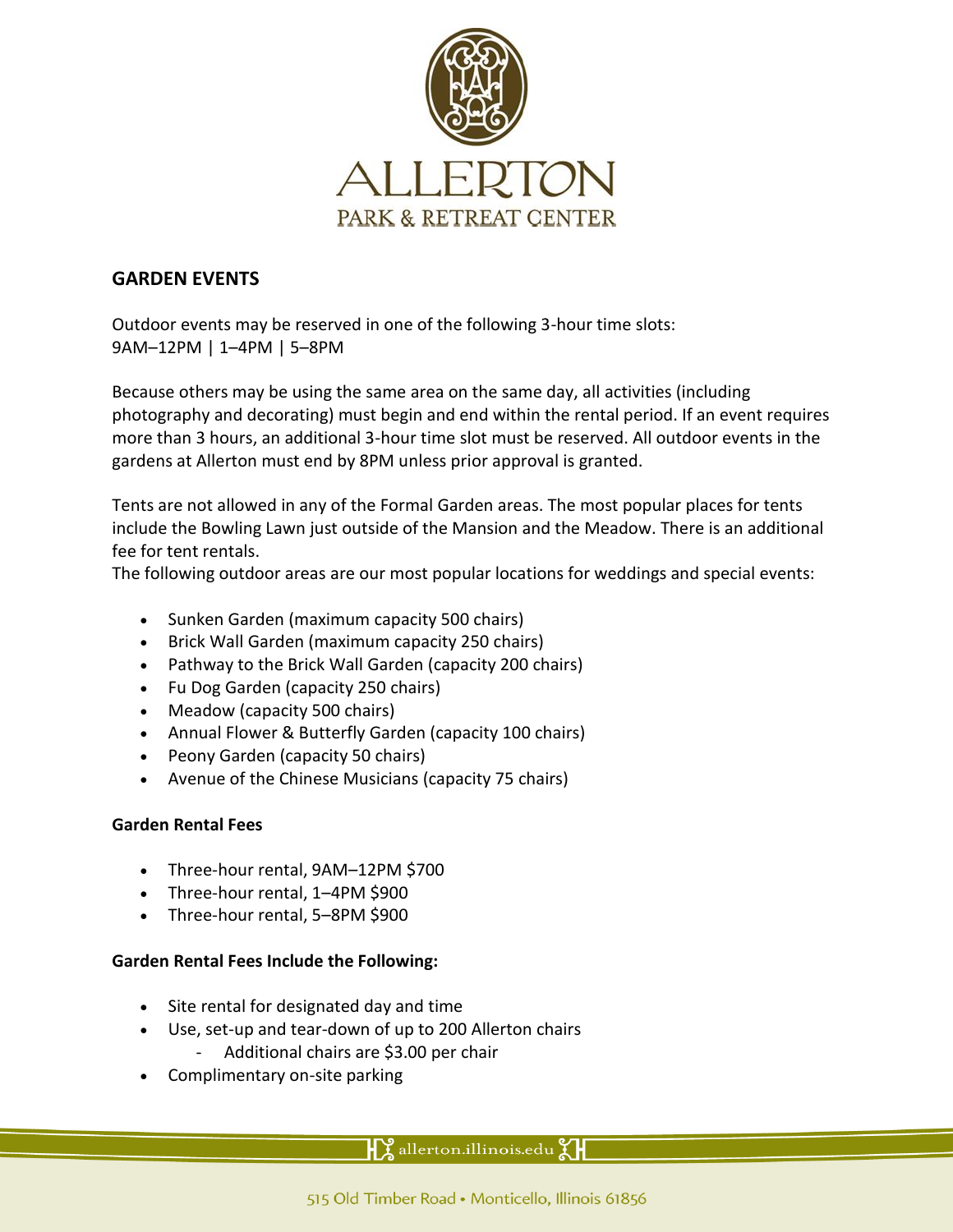# ALLERTON
PARK & RETREAT CENTER

## GARDEN EVENTS

Outdoor events may be reserved in one of the following 3-hour time slots:
9AM–12PM | 1–4PM | 5–8PM

Because others may be using the same area on the same day, all activities (including photography and decorating) must begin and end within the rental period. If an event requires more than 3 hours, an additional 3-hour time slot must be reserved. All outdoor events in the gardens at Allerton must end by 8PM unless prior approval is granted.

Tents are not allowed in any of the Formal Garden areas. The most popular places for tents include the Bowling Lawn just outside of the Mansion and the Meadow. There is an additional fee for tent rentals.

The following outdoor areas are our most popular locations for weddings and special events:

- Sunken Garden (maximum capacity 500 chairs)
- Brick Wall Garden (maximum capacity 250 chairs)
- Pathway to the Brick Wall Garden (capacity 200 chairs)
- Fu Dog Garden (capacity 250 chairs)
- Meadow (capacity 500 chairs)
- Annual Flower & Butterfly Garden (capacity 100 chairs)
- Peony Garden (capacity 50 chairs)
- Avenue of the Chinese Musicians (capacity 75 chairs)

**Garden Rental Fees**

- Three-hour rental, 9AM–12PM $700
- Three-hour rental, 1–4PM $900
- Three-hour rental, 5–8PM $900

**Garden Rental Fees Include the Following:**

- Site rental for designated day and time
- Use, set-up and tear-down of up to 200 Allerton chairs
  - Additional chairs are $3.00 per chair
- Complimentary on-site parking

allerton.illinois.edu

515 Old Timber Road • Monticello, Illinois 61856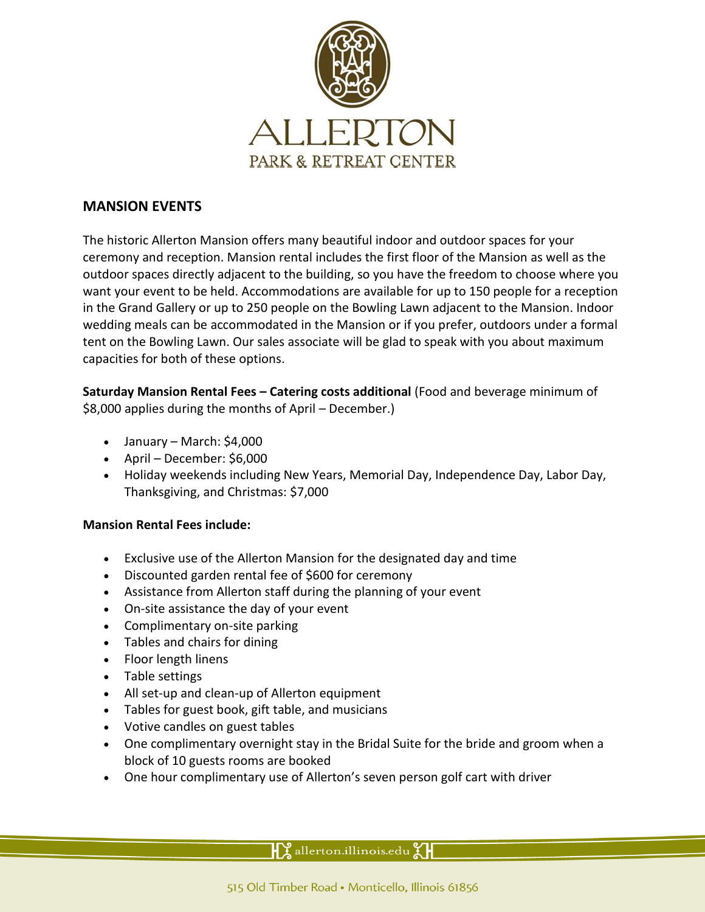## MANSION EVENTS

The historic Allerton Mansion offers many beautiful indoor and outdoor spaces for your ceremony and reception. Mansion rental includes the first floor of the Mansion as well as the outdoor spaces directly adjacent to the building, so you have the freedom to choose where you want your event to be held. Accommodations are available for up to 150 people for a reception in the Grand Gallery or up to 250 people on the Bowling Lawn adjacent to the Mansion. Indoor wedding meals can be accommodated in the Mansion or if you prefer, outdoors under a formal tent on the Bowling Lawn. Our sales associate will be glad to speak with you about maximum capacities for both of these options.

**Saturday Mansion Rental Fees – Catering costs additional** (Food and beverage minimum of $8,000 applies during the months of April – December.)

- January – March: $4,000
- April – December: $6,000
- Holiday weekends including New Years, Memorial Day, Independence Day, Labor Day, Thanksgiving, and Christmas: $7,000

**Mansion Rental Fees include:**

- Exclusive use of the Allerton Mansion for the designated day and time
- Discounted garden rental fee of $600 for ceremony
- Assistance from Allerton staff during the planning of your event
- On-site assistance the day of your event
- Complimentary on-site parking
- Tables and chairs for dining
- Floor length linens
- Table settings
- All set-up and clean-up of Allerton equipment
- Tables for guest book, gift table, and musicians
- Votive candles on guest tables
- One complimentary overnight stay in the Bridal Suite for the bride and groom when a block of 10 guests rooms are booked
- One hour complimentary use of Allerton's seven person golf cart with driver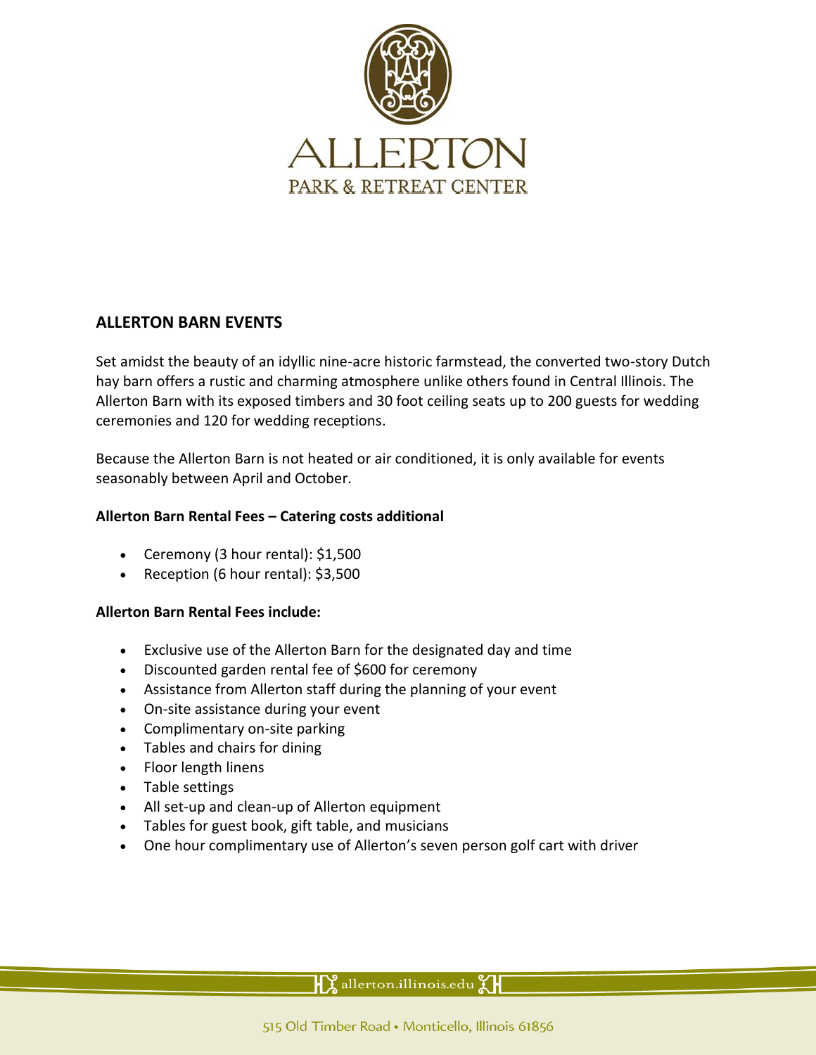# ALLERTON
PARK & RETREAT CENTER

## ALLERTON BARN EVENTS

Set amidst the beauty of an idyllic nine-acre historic farmstead, the converted two-story Dutch hay barn offers a rustic and charming atmosphere unlike others found in Central Illinois. The Allerton Barn with its exposed timbers and 30 foot ceiling seats up to 200 guests for wedding ceremonies and 120 for wedding receptions.

Because the Allerton Barn is not heated or air conditioned, it is only available for events seasonably between April and October.

**Allerton Barn Rental Fees – Catering costs additional**

- Ceremony (3 hour rental): $1,500
- Reception (6 hour rental): $3,500

**Allerton Barn Rental Fees include:**

- Exclusive use of the Allerton Barn for the designated day and time
- Discounted garden rental fee of $600 for ceremony
- Assistance from Allerton staff during the planning of your event
- On-site assistance during your event
- Complimentary on-site parking
- Tables and chairs for dining
- Floor length linens
- Table settings
- All set-up and clean-up of Allerton equipment
- Tables for guest book, gift table, and musicians
- One hour complimentary use of Allerton's seven person golf cart with driver

allerton.illinois.edu

515 Old Timber Road • Monticello, Illinois 61856